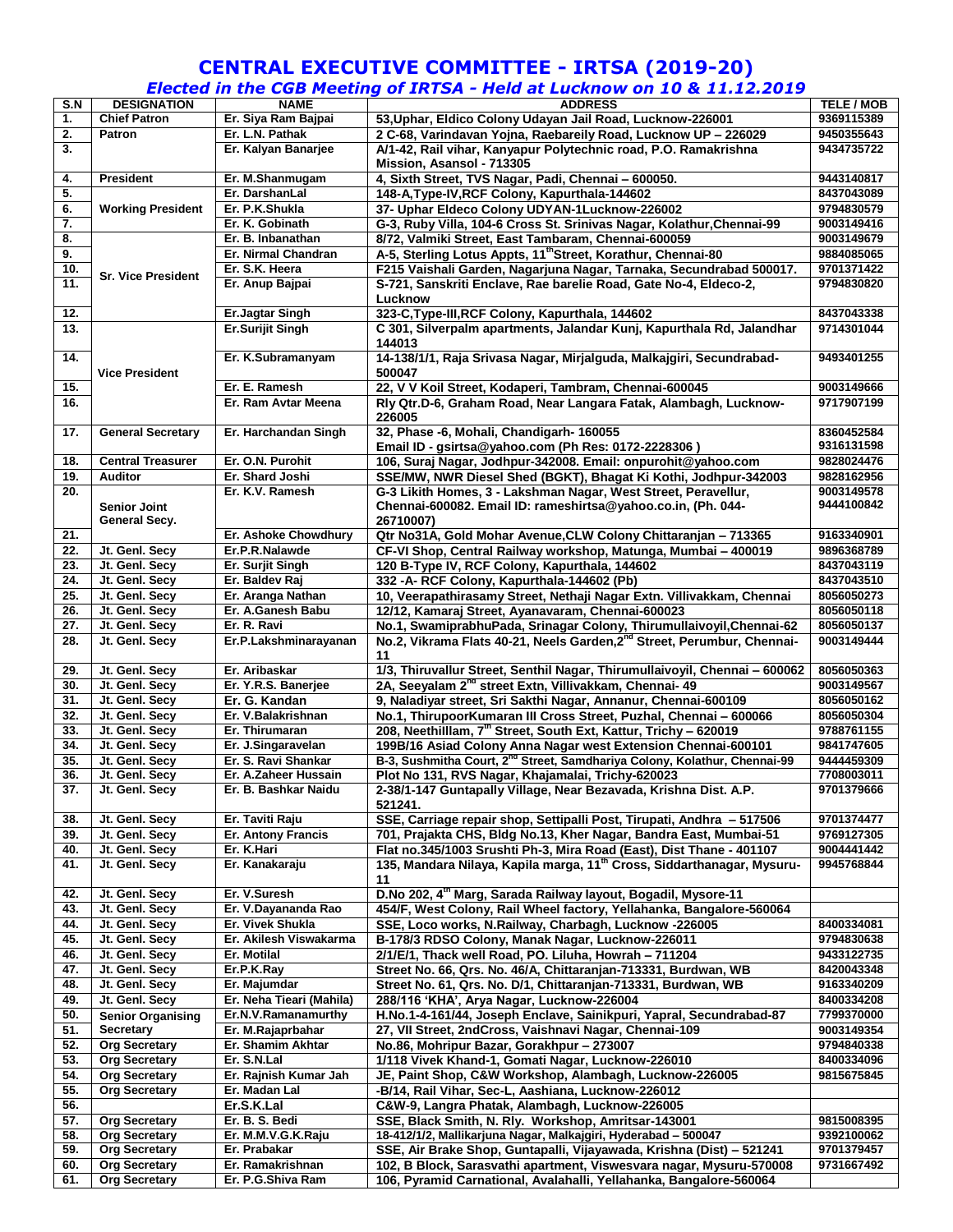# CENTRAL EXECUTIVE COMMITTEE - IRTSA (2019-20)

## *Elected in the CGB Meeting of IRTSA - Held at Lucknow on 10 & 11.12.2019*

| S.N | DESIGNATION | NAME | ADDRESS | TELE / MOB |
|---|---|---|---|---|
| 1. | Chief Patron | Er. Siya Ram Bajpai | 53,Uphar, Eldico Colony Udayan Jail Road, Lucknow-226001 | 9369115389 |
| 2. | Patron | Er. L.N. Pathak | 2 C-68, Varindavan Yojna, Raebareily Road, Lucknow UP – 226029 | 9450355643 |
| 3. | | Er. Kalyan Banarjee | A/1-42, Rail vihar, Kanyapur Polytechnic road, P.O. Ramakrishna Mission, Asansol - 713305 | 9434735722 |
| 4. | President | Er. M.Shanmugam | 4, Sixth Street, TVS Nagar, Padi, Chennai – 600050. | 9443140817 |
| 5. | Working President | Er. DarshanLal | 148-A,Type-IV,RCF Colony, Kapurthala-144602 | 8437043089 |
| 6. | | Er. P.K.Shukla | 37- Uphar Eldeco Colony UDYAN-1Lucknow-226002 | 9794830579 |
| 7. | | Er. K. Gobinath | G-3, Ruby Villa, 104-6 Cross St. Srinivas Nagar, Kolathur,Chennai-99 | 9003149416 |
| 8. | Sr. Vice President | Er. B. Inbanathan | 8/72, Valmiki Street, East Tambaram, Chennai-600059 | 9003149679 |
| 9. | | Er. Nirmal Chandran | A-5, Sterling Lotus Appts, 11th Street, Korathur, Chennai-80 | 9884085065 |
| 10. | | Er. S.K. Heera | F215 Vaishali Garden, Nagarjuna Nagar, Tarnaka, Secundrabad 500017. | 9701371422 |
| 11. | | Er. Anup Bajpai | S-721, Sanskriti Enclave, Rae barelie Road, Gate No-4, Eldeco-2, Lucknow | 9794830820 |
| 12. | | Er.Jagtar Singh | 323-C,Type-III,RCF Colony, Kapurthala, 144602 | 8437043338 |
| 13. | Vice President | Er.Surijit Singh | C 301, Silverpalm apartments, Jalandar Kunj, Kapurthala Rd, Jalandhar 144013 | 9714301044 |
| 14. | | Er. K.Subramanyam | 14-138/1/1, Raja Srivasa Nagar, Mirjalguda, Malkajgiri, Secundrabad-500047 | 9493401255 |
| 15. | | Er. E. Ramesh | 22, V V Koil Street, Kodaperi, Tambram, Chennai-600045 | 9003149666 |
| 16. | | Er. Ram Avtar Meena | Rly Qtr.D-6, Graham Road, Near Langara Fatak, Alambagh, Lucknow-226005 | 9717907199 |
| 17. | General Secretary | Er. Harchandan Singh | 32, Phase -6, Mohali, Chandigarh- 160055<br>Email ID - gsirtsa@yahoo.com (Ph Res: 0172-2228306 ) | 8360452584<br>9316131598 |
| 18. | Central Treasurer | Er. O.N. Purohit | 106, Suraj Nagar, Jodhpur-342008. Email: onpurohit@yahoo.com | 9828024476 |
| 19. | Auditor | Er. Shard Joshi | SSE/MW, NWR Diesel Shed (BGKT), Bhagat Ki Kothi, Jodhpur-342003 | 9828162956 |
| 20. | Senior Joint General Secy. | Er. K.V. Ramesh | G-3 Likith Homes, 3 - Lakshman Nagar, West Street, Peravellur, Chennai-600082. Email ID: rameshirtsa@yahoo.co.in, (Ph. 044-26710007) | 9003149578<br>9444100842 |
| 21. | | Er. Ashoke Chowdhury | Qtr No31A, Gold Mohar Avenue,CLW Colony Chittaranjan – 713365 | 9163340901 |
| 22. | Jt. Genl. Secy | Er.P.R.Nalawde | CF-VI Shop, Central Railway workshop, Matunga, Mumbai – 400019 | 9896368789 |
| 23. | Jt. Genl. Secy | Er. Surjit Singh | 120 B-Type IV, RCF Colony, Kapurthala, 144602 | 8437043119 |
| 24. | Jt. Genl. Secy | Er. Baldev Raj | 332 -A- RCF Colony, Kapurthala-144602 (Pb) | 8437043510 |
| 25. | Jt. Genl. Secy | Er. Aranga Nathan | 10, Veerapathirasamy Street, Nethaji Nagar Extn. Villivakkam, Chennai | 8056050273 |
| 26. | Jt. Genl. Secy | Er. A.Ganesh Babu | 12/12, Kamaraj Street, Ayanavaram, Chennai-600023 | 8056050118 |
| 27. | Jt. Genl. Secy | Er. R. Ravi | No.1, SwamiprabhuPada, Srinagar Colony, Thirumullaivoyil,Chennai-62 | 8056050137 |
| 28. | Jt. Genl. Secy | Er.P.Lakshminarayanan | No.2, Vikrama Flats 40-21, Neels Garden,2nd Street, Perumbur, Chennai-11 | 9003149444 |
| 29. | Jt. Genl. Secy | Er. Aribaskar | 1/3, Thiruvallur Street, Senthil Nagar, Thirumullaivoyil, Chennai – 600062 | 8056050363 |
| 30. | Jt. Genl. Secy | Er. Y.R.S. Banerjee | 2A, Seeyalam 2nd street Extn, Villivakkam, Chennai- 49 | 9003149567 |
| 31. | Jt. Genl. Secy | Er. G. Kandan | 9, Naladiyar street, Sri Sakthi Nagar, Annanur, Chennai-600109 | 8056050162 |
| 32. | Jt. Genl. Secy | Er. V.Balakrishnan | No.1, ThirupoorKumaran III Cross Street, Puzhal, Chennai – 600066 | 8056050304 |
| 33. | Jt. Genl. Secy | Er. Thirumaran | 208, Neethilllam, 7th Street, South Ext, Kattur, Trichy – 620019 | 9788761155 |
| 34. | Jt. Genl. Secy | Er. J.Singaravelan | 199B/16 Asiad Colony Anna Nagar west Extension Chennai-600101 | 9841747605 |
| 35. | Jt. Genl. Secy | Er. S. Ravi Shankar | B-3, Sushmitha Court, 2nd Street, Samdhariya Colony, Kolathur, Chennai-99 | 9444459309 |
| 36. | Jt. Genl. Secy | Er. A.Zaheer Hussain | Plot No 131, RVS Nagar, Khajamalai, Trichy-620023 | 7708003011 |
| 37. | Jt. Genl. Secy | Er. B. Bashkar Naidu | 2-38/1-147 Guntapally Village, Near Bezavada, Krishna Dist. A.P. 521241. | 9701379666 |
| 38. | Jt. Genl. Secy | Er. Taviti Raju | SSE, Carriage repair shop, Settipalli Post, Tirupati, Andhra – 517506 | 9701374477 |
| 39. | Jt. Genl. Secy | Er. Antony Francis | 701, Prajakta CHS, Bldg No.13, Kher Nagar, Bandra East, Mumbai-51 | 9769127305 |
| 40. | Jt. Genl. Secy | Er. K.Hari | Flat no.345/1003 Srushti Ph-3, Mira Road (East), Dist Thane - 401107 | 9004441442 |
| 41. | Jt. Genl. Secy | Er. Kanakaraju | 135, Mandara Nilaya, Kapila marga, 11th Cross, Siddarthanagar, Mysuru-11 | 9945768844 |
| 42. | Jt. Genl. Secy | Er. V.Suresh | D.No 202, 4th Marg, Sarada Railway layout, Bogadil, Mysore-11 | |
| 43. | Jt. Genl. Secy | Er. V.Dayananda Rao | 454/F, West Colony, Rail Wheel factory, Yellahanka, Bangalore-560064 | |
| 44. | Jt. Genl. Secy | Er. Vivek Shukla | SSE, Loco works, N.Railway, Charbagh, Lucknow -226005 | 8400334081 |
| 45. | Jt. Genl. Secy | Er. Akilesh Viswakarma | B-178/3 RDSO Colony, Manak Nagar, Lucknow-226011 | 9794830638 |
| 46. | Jt. Genl. Secy | Er. Motilal | 2/1/E/1, Thack well Road, PO. Liluha, Howrah – 711204 | 9433122735 |
| 47. | Jt. Genl. Secy | Er.P.K.Ray | Street No. 66, Qrs. No. 46/A, Chittaranjan-713331, Burdwan, WB | 8420043348 |
| 48. | Jt. Genl. Secy | Er. Majumdar | Street No. 61, Qrs. No. D/1, Chittaranjan-713331, Burdwan, WB | 9163340209 |
| 49. | Jt. Genl. Secy | Er. Neha Tieari (Mahila) | 288/116 'KHA', Arya Nagar, Lucknow-226004 | 8400334208 |
| 50. | Senior Organising Secretary | Er.N.V.Ramanamurthy | H.No.1-4-161/44, Joseph Enclave, Sainikpuri, Yapral, Secundrabad-87 | 7799370000 |
| 51. | | Er. M.Rajaprbahar | 27, VII Street, 2ndCross, Vaishnavi Nagar, Chennai-109 | 9003149354 |
| 52. | Org Secretary | Er. Shamim Akhtar | No.86, Mohripur Bazar, Gorakhpur – 273007 | 9794840338 |
| 53. | Org Secretary | Er. S.N.Lal | 1/118 Vivek Khand-1, Gomati Nagar, Lucknow-226010 | 8400334096 |
| 54. | Org Secretary | Er. Rajnish Kumar Jah | JE, Paint Shop, C&W Workshop, Alambagh, Lucknow-226005 | 9815675845 |
| 55. | Org Secretary | Er. Madan Lal | -B/14, Rail Vihar, Sec-L, Aashiana, Lucknow-226012 | |
| 56. | | Er.S.K.Lal | C&W-9, Langra Phatak, Alambagh, Lucknow-226005 | |
| 57. | Org Secretary | Er. B. S. Bedi | SSE, Black Smith, N. Rly. Workshop, Amritsar-143001 | 9815008395 |
| 58. | Org Secretary | Er. M.M.V.G.K.Raju | 18-412/1/2, Mallikarjuna Nagar, Malkajgiri, Hyderabad – 500047 | 9392100062 |
| 59. | Org Secretary | Er. Prabakar | SSE, Air Brake Shop, Guntapalli, Vijayawada, Krishna (Dist) – 521241 | 9701379457 |
| 60. | Org Secretary | Er. Ramakrishnan | 102, B Block, Sarasvathi apartment, Viswesvara nagar, Mysuru-570008 | 9731667492 |
| 61. | Org Secretary | Er. P.G.Shiva Ram | 106, Pyramid Carnational, Avalahalli, Yellahanka, Bangalore-560064 | |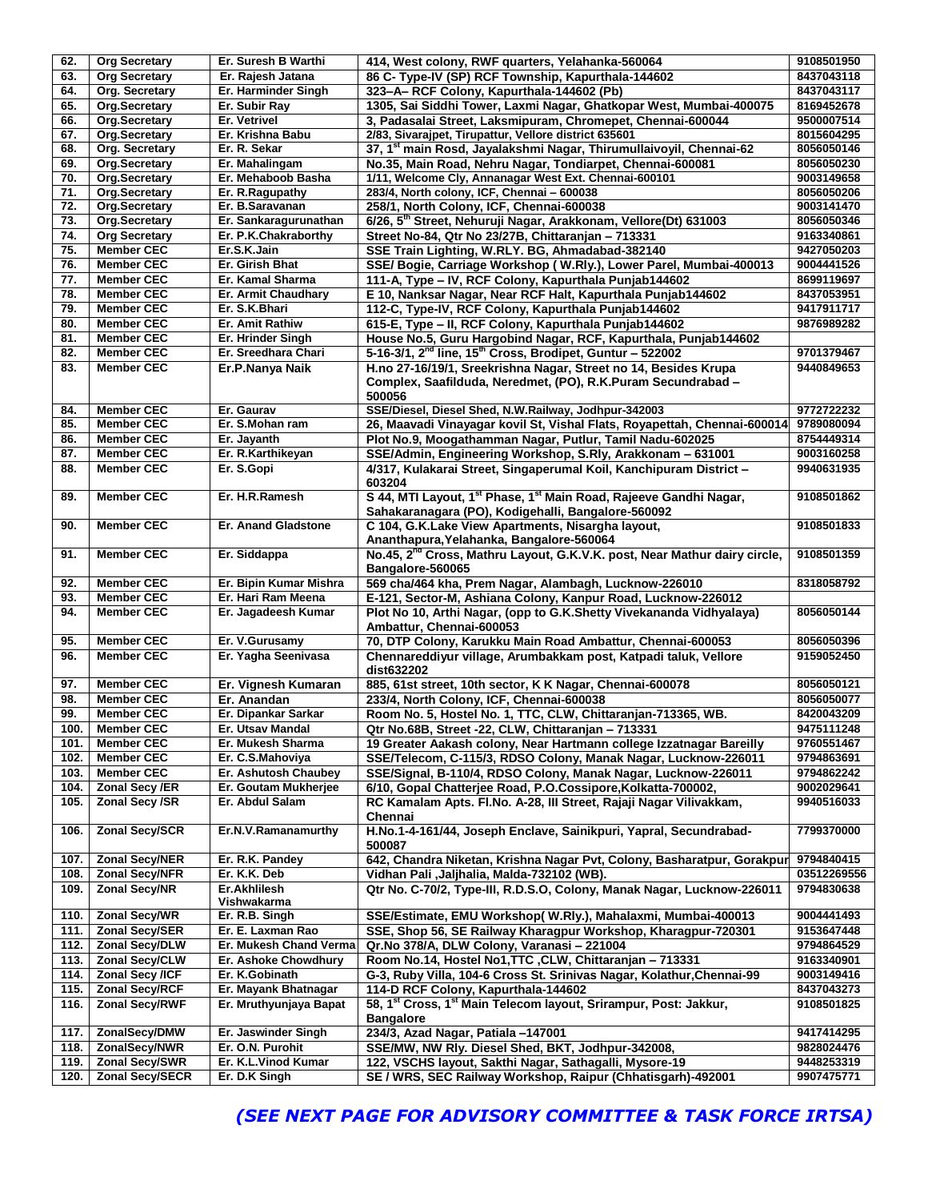| 62. | Org Secretary | Er. Suresh B Warthi | 414, West colony, RWF quarters, Yelahanka-560064 | 9108501950 |
|---|---|---|---|---|
| 63. | Org Secretary | Er. Rajesh Jatana | 86 C- Type-IV (SP) RCF Township, Kapurthala-144602 | 8437043118 |
| 64. | Org. Secretary | Er. Harminder Singh | 323–A– RCF Colony, Kapurthala-144602 (Pb) | 8437043117 |
| 65. | Org.Secretary | Er. Subir Ray | 1305, Sai Siddhi Tower, Laxmi Nagar, Ghatkopar West, Mumbai-400075 | 8169452678 |
| 66. | Org.Secretary | Er. Vetrivel | 3, Padasalai Street, Lakshmipuram, Chromepet, Chennai-600044 | 9500007514 |
| 67. | Org.Secretary | Er. Krishna Babu | 2/83, Sivarajpet, Tirupattur, Vellore district 635601 | 8015604295 |
| 68. | Org. Secretary | Er. R. Sekar | 37, 1st main Rosd, Jayalakshmi Nagar, Thirumullaivoyil, Chennai-62 | 8056050146 |
| 69. | Org.Secretary | Er. Mahalingam | No.35, Main Road, Nehru Nagar, Tondiarpet, Chennai-600081 | 8056050230 |
| 70. | Org.Secretary | Er. Mehaboob Basha | 1/11, Welcome Cly, Annanagar West Ext. Chennai-600101 | 9003149658 |
| 71. | Org.Secretary | Er. R.Ragupathy | 283/4, North colony, ICF, Chennai – 600038 | 8056050206 |
| 72. | Org.Secretary | Er. B.Saravanan | 258/1, North Colony, ICF, Chennai-600038 | 9003141470 |
| 73. | Org.Secretary | Er. Sankaragurunathan | 6/26, 5th Street, Nehuruji Nagar, Arakkonam, Vellore(Dt) 631003 | 8056050346 |
| 74. | Org Secretary | Er. P.K.Chakraborthy | Street No-84, Qtr No 23/27B, Chittaranjan – 713331 | 9163340861 |
| 75. | Member CEC | Er.S.K.Jain | SSE Train Lighting, W.RLY. BG, Ahmadabad-382140 | 9427050203 |
| 76. | Member CEC | Er. Girish Bhat | SSE/ Bogie, Carriage Workshop ( W.Rly.), Lower Parel, Mumbai-400013 | 9004441526 |
| 77. | Member CEC | Er. Kamal Sharma | 111-A, Type – IV, RCF Colony, Kapurthala Punjab144602 | 8699119697 |
| 78. | Member CEC | Er. Armit Chaudhary | E 10, Nanksar Nagar, Near RCF Halt, Kapurthala Punjab144602 | 8437053951 |
| 79. | Member CEC | Er. S.K.Bhari | 112-C, Type-IV, RCF Colony, Kapurthala Punjab144602 | 9417911717 |
| 80. | Member CEC | Er. Amit Rathiw | 615-E, Type – II, RCF Colony, Kapurthala Punjab144602 | 9876989282 |
| 81. | Member CEC | Er. Hrinder Singh | House No.5, Guru Hargobind Nagar, RCF, Kapurthala, Punjab144602 | |
| 82. | Member CEC | Er. Sreedhara Chari | 5-16-3/1, 2nd line, 15th Cross, Brodipet, Guntur – 522002 | 9701379467 |
| 83. | Member CEC | Er.P.Nanya Naik | H.no 27-16/19/1, Sreekrishna Nagar, Street no 14, Besides Krupa Complex, Saafilduda, Neredmet, (PO), R.K.Puram Secundrabad – 500056 | 9440849653 |
| 84. | Member CEC | Er. Gaurav | SSE/Diesel, Diesel Shed, N.W.Railway, Jodhpur-342003 | 9772722232 |
| 85. | Member CEC | Er. S.Mohan ram | 26, Maavadi Vinayagar kovil St, Vishal Flats, Royapettah, Chennai-600014 | 9789080094 |
| 86. | Member CEC | Er. Jayanth | Plot No.9, Moogathamman Nagar, Putlur, Tamil Nadu-602025 | 8754449314 |
| 87. | Member CEC | Er. R.Karthikeyan | SSE/Admin, Engineering Workshop, S.Rly, Arakkonam – 631001 | 9003160258 |
| 88. | Member CEC | Er. S.Gopi | 4/317, Kulakarai Street, Singaperumal Koil, Kanchipuram District – 603204 | 9940631935 |
| 89. | Member CEC | Er. H.R.Ramesh | S 44, MTI Layout, 1st Phase, 1st Main Road, Rajeeve Gandhi Nagar, Sahakaranagara (PO), Kodigehalli, Bangalore-560092 | 9108501862 |
| 90. | Member CEC | Er. Anand Gladstone | C 104, G.K.Lake View Apartments, Nisargha layout, Ananthapura,Yelahanka, Bangalore-560064 | 9108501833 |
| 91. | Member CEC | Er. Siddappa | No.45, 2nd Cross, Mathru Layout, G.K.V.K. post, Near Mathur dairy circle, Bangalore-560065 | 9108501359 |
| 92. | Member CEC | Er. Bipin Kumar Mishra | 569 cha/464 kha, Prem Nagar, Alambagh, Lucknow-226010 | 8318058792 |
| 93. | Member CEC | Er. Hari Ram Meena | E-121, Sector-M, Ashiana Colony, Kanpur Road, Lucknow-226012 | |
| 94. | Member CEC | Er. Jagadeesh Kumar | Plot No 10, Arthi Nagar, (opp to G.K.Shetty Vivekananda Vidhyalaya) Ambattur, Chennai-600053 | 8056050144 |
| 95. | Member CEC | Er. V.Gurusamy | 70, DTP Colony, Karukku Main Road Ambattur, Chennai-600053 | 8056050396 |
| 96. | Member CEC | Er. Yagha Seenivasa | Chennareddiyur village, Arumbakkam post, Katpadi taluk, Vellore dist632202 | 9159052450 |
| 97. | Member CEC | Er. Vignesh Kumaran | 885, 61st street, 10th sector, K K Nagar, Chennai-600078 | 8056050121 |
| 98. | Member CEC | Er. Anandan | 233/4, North Colony, ICF, Chennai-600038 | 8056050077 |
| 99. | Member CEC | Er. Dipankar Sarkar | Room No. 5, Hostel No. 1, TTC, CLW, Chittaranjan-713365, WB. | 8420043209 |
| 100. | Member CEC | Er. Utsav Mandal | Qtr No.68B, Street -22, CLW, Chittaranjan – 713331 | 9475111248 |
| 101. | Member CEC | Er. Mukesh Sharma | 19 Greater Aakash colony, Near Hartmann college Izzatnagar Bareilly | 9760551467 |
| 102. | Member CEC | Er. C.S.Mahoviya | SSE/Telecom, C-115/3, RDSO Colony, Manak Nagar, Lucknow-226011 | 9794863691 |
| 103. | Member CEC | Er. Ashutosh Chaubey | SSE/Signal, B-110/4, RDSO Colony, Manak Nagar, Lucknow-226011 | 9794862242 |
| 104. | Zonal Secy /ER | Er. Goutam Mukherjee | 6/10, Gopal Chatterjee Road, P.O.Cossipore,Kolkatta-700002, | 9002029641 |
| 105. | Zonal Secy /SR | Er. Abdul Salam | RC Kamalam Apts. Fl.No. A-28, III Street, Rajaji Nagar Vilivakkam, Chennai | 9940516033 |
| 106. | Zonal Secy/SCR | Er.N.V.Ramanamurthy | H.No.1-4-161/44, Joseph Enclave, Sainikpuri, Yapral, Secundrabad-500087 | 7799370000 |
| 107. | Zonal Secy/NER | Er. R.K. Pandey | 642, Chandra Niketan, Krishna Nagar Pvt, Colony, Basharatpur, Gorakpur | 9794840415 |
| 108. | Zonal Secy/NFR | Er. K.K. Deb | Vidhan Pali ,Jaljhalia, Malda-732102 (WB). | 03512269556 |
| 109. | Zonal Secy/NR | Er.Akhlilesh Vishwakarma | Qtr No. C-70/2, Type-III, R.D.S.O, Colony, Manak Nagar, Lucknow-226011 | 9794830638 |
| 110. | Zonal Secy/WR | Er. R.B. Singh | SSE/Estimate, EMU Workshop( W.Rly.), Mahalaxmi, Mumbai-400013 | 9004441493 |
| 111. | Zonal Secy/SER | Er. E. Laxman Rao | SSE, Shop 56, SE Railway Kharagpur Workshop, Kharagpur-720301 | 9153647448 |
| 112. | Zonal Secy/DLW | Er. Mukesh Chand Verma | Qr.No 378/A, DLW Colony, Varanasi – 221004 | 9794864529 |
| 113. | Zonal Secy/CLW | Er. Ashoke Chowdhury | Room No.14, Hostel No1,TTC ,CLW, Chittaranjan – 713331 | 9163340901 |
| 114. | Zonal Secy /ICF | Er. K.Gobinath | G-3, Ruby Villa, 104-6 Cross St. Srinivas Nagar, Kolathur,Chennai-99 | 9003149416 |
| 115. | Zonal Secy/RCF | Er. Mayank Bhatnagar | 114-D RCF Colony, Kapurthala-144602 | 8437043273 |
| 116. | Zonal Secy/RWF | Er. Mruthyunjaya Bapat | 58, 1st Cross, 1st Main Telecom layout, Srirampur, Post: Jakkur, Bangalore | 9108501825 |
| 117. | ZonalSecy/DMW | Er. Jaswinder Singh | 234/3, Azad Nagar, Patiala –147001 | 9417414295 |
| 118. | ZonalSecy/NWR | Er. O.N. Purohit | SSE/MW, NW Rly. Diesel Shed, BKT, Jodhpur-342008, | 9828024476 |
| 119. | Zonal Secy/SWR | Er. K.L.Vinod Kumar | 122, VSCHS layout, Sakthi Nagar, Sathagalli, Mysore-19 | 9448253319 |
| 120. | Zonal Secy/SECR | Er. D.K Singh | SE / WRS, SEC Railway Workshop, Raipur (Chhatisgarh)-492001 | 9907475771 |

***(SEE NEXT PAGE FOR ADVISORY COMMITTEE & TASK FORCE IRTSA)***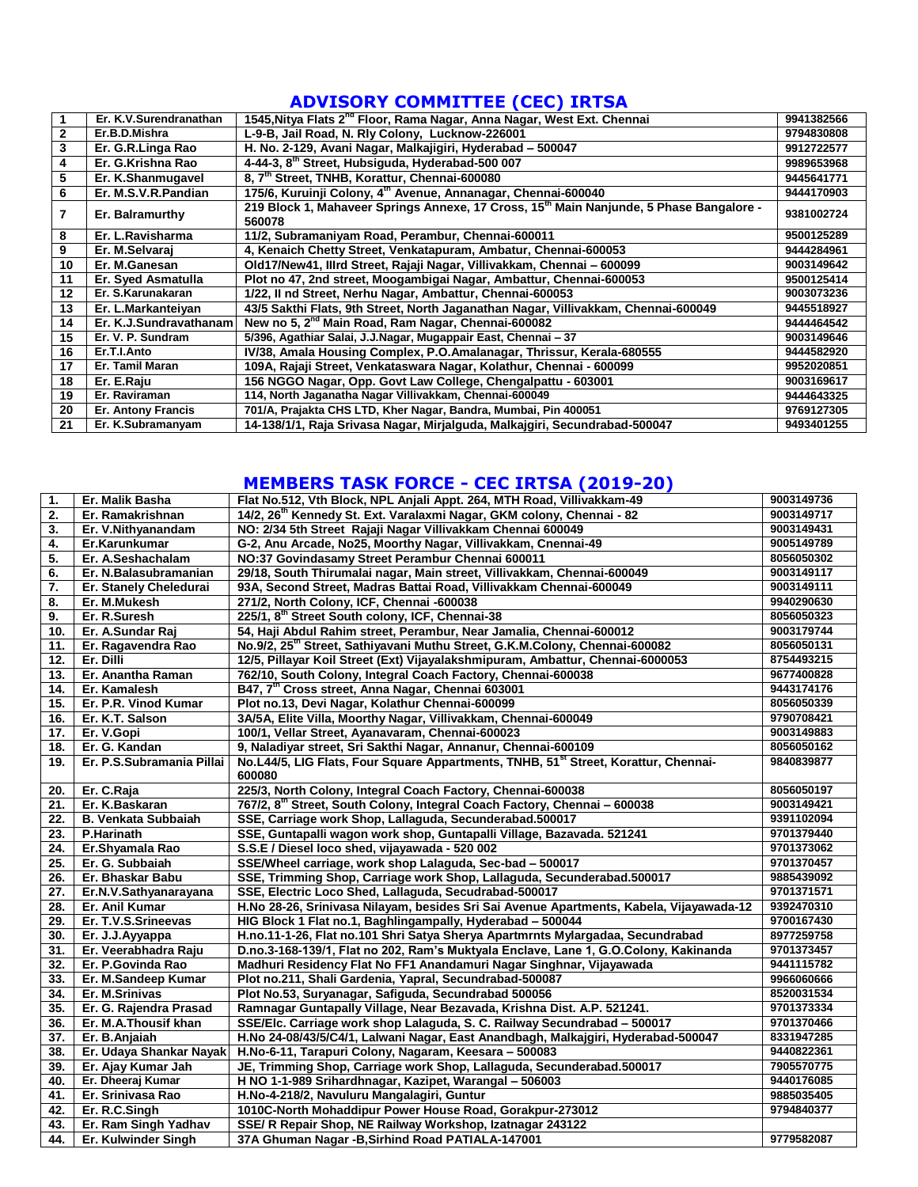## ADVISORY COMMITTEE (CEC) IRTSA

| | | | |
|---|---|---|---|
| 1 | Er. K.V.Surendranathan | 1545,Nitya Flats 2nd Floor, Rama Nagar, Anna Nagar, West Ext. Chennai | 9941382566 |
| 2 | Er.B.D.Mishra | L-9-B, Jail Road, N. Rly Colony, Lucknow-226001 | 9794830808 |
| 3 | Er. G.R.Linga Rao | H. No. 2-129, Avani Nagar, Malkajigiri, Hyderabad – 500047 | 9912722577 |
| 4 | Er. G.Krishna Rao | 4-44-3, 8th Street, Hubsiguda, Hyderabad-500 007 | 9989653968 |
| 5 | Er. K.Shanmugavel | 8, 7th Street, TNHB, Korattur, Chennai-600080 | 9445641771 |
| 6 | Er. M.S.V.R.Pandian | 175/6, Kuruinji Colony, 4th Avenue, Annanagar, Chennai-600040 | 9444170903 |
| 7 | Er. Balramurthy | 219 Block 1, Mahaveer Springs Annexe, 17 Cross, 15th Main Nanjunde, 5 Phase Bangalore - 560078 | 9381002724 |
| 8 | Er. L.Ravisharma | 11/2, Subramaniyam Road, Perambur, Chennai-600011 | 9500125289 |
| 9 | Er. M.Selvaraj | 4, Kenaich Chetty Street, Venkatapuram, Ambatur, Chennai-600053 | 9444284961 |
| 10 | Er. M.Ganesan | Old17/New41, IIIrd Street, Rajaji Nagar, Villivakkam, Chennai – 600099 | 9003149642 |
| 11 | Er. Syed Asmatulla | Plot no 47, 2nd street, Moogambigai Nagar, Ambattur, Chennai-600053 | 9500125414 |
| 12 | Er. S.Karunakaran | 1/22, II nd Street, Nerhu Nagar, Ambattur, Chennai-600053 | 9003073236 |
| 13 | Er. L.Markanteiyan | 43/5 Sakthi Flats, 9th Street, North Jaganathan Nagar, Villivakkam, Chennai-600049 | 9445518927 |
| 14 | Er. K.J.Sundravathanam | New no 5, 2nd Main Road, Ram Nagar, Chennai-600082 | 9444464542 |
| 15 | Er. V. P. Sundram | 5/396, Agathiar Salai, J.J.Nagar, Mugappair East, Chennai – 37 | 9003149646 |
| 16 | Er.T.I.Anto | IV/38, Amala Housing Complex, P.O.Amalanagar, Thrissur, Kerala-680555 | 9444582920 |
| 17 | Er. Tamil Maran | 109A, Rajaji Street, Venkataswara Nagar, Kolathur, Chennai - 600099 | 9952020851 |
| 18 | Er. E.Raju | 156 NGGO Nagar, Opp. Govt Law College, Chengalpattu - 603001 | 9003169617 |
| 19 | Er. Raviraman | 114, North Jaganatha Nagar Villivakkam, Chennai-600049 | 9444643325 |
| 20 | Er. Antony Francis | 701/A, Prajakta CHS LTD, Kher Nagar, Bandra, Mumbai, Pin 400051 | 9769127305 |
| 21 | Er. K.Subramanyam | 14-138/1/1, Raja Srivasa Nagar, Mirjalguda, Malkajgiri, Secunderabad-500047 | 9493401255 |

## MEMBERS TASK FORCE - CEC IRTSA (2019-20)

| | | | |
|---|---|---|---|
| 1. | Er. Malik Basha | Flat No.512, Vth Block, NPL Anjali Appt. 264, MTH Road, Villivakkam-49 | 9003149736 |
| 2. | Er. Ramakrishnan | 14/2, 26th Kennedy St. Ext. Varalaxmi Nagar, GKM colony, Chennai - 82 | 9003149717 |
| 3. | Er. V.Nithyanandam | NO: 2/34 5th Street Rajaji Nagar Villivakkam Chennai 600049 | 9003149431 |
| 4. | Er.Karunkumar | G-2, Anu Arcade, No25, Moorthy Nagar, Villivakkam, Cnennai-49 | 9005149789 |
| 5. | Er. A.Seshachalam | NO:37 Govindasamy Street Perambur Chennai 600011 | 8056050302 |
| 6. | Er. N.Balasubramanian | 29/18, South Thirumalai nagar, Main street, Villivakkam, Chennai-600049 | 9003149117 |
| 7. | Er. Stanely Cheledurai | 93A, Second Street, Madras Battai Road, Villivakkam Chennai-600049 | 9003149111 |
| 8. | Er. M.Mukesh | 271/2, North Colony, ICF, Chennai -600038 | 9940290630 |
| 9. | Er. R.Suresh | 225/1, 8th Street South colony, ICF, Chennai-38 | 8056050323 |
| 10. | Er. A.Sundar Raj | 54, Haji Abdul Rahim street, Perambur, Near Jamalia, Chennai-600012 | 9003179744 |
| 11. | Er. Ragavendra Rao | No.9/2, 25th Street, Sathiyavani Muthu Street, G.K.M.Colony, Chennai-600082 | 8056050131 |
| 12. | Er. Dilli | 12/5, Pillayar Koil Street (Ext) Vijayalakshmipuram, Ambattur, Chennai-6000053 | 8754493215 |
| 13. | Er. Anantha Raman | 762/10, South Colony, Integral Coach Factory, Chennai-600038 | 9677400828 |
| 14. | Er. Kamalesh | B47, 7th Cross street, Anna Nagar, Chennai 603001 | 9443174176 |
| 15. | Er. P.R. Vinod Kumar | Plot no.13, Devi Nagar, Kolathur Chennai-600099 | 8056050339 |
| 16. | Er. K.T. Salson | 3A/5A, Elite Villa, Moorthy Nagar, Villivakkam, Chennai-600049 | 9790708421 |
| 17. | Er. V.Gopi | 100/1, Vellar Street, Ayanavaram, Chennai-600023 | 9003149883 |
| 18. | Er. G. Kandan | 9, Naladiyar street, Sri Sakthi Nagar, Annanur, Chennai-600109 | 8056050162 |
| 19. | Er. P.S.Subramania Pillai | No.L44/5, LIG Flats, Four Square Appartments, TNHB, 51st Street, Korattur, Chennai-600080 | 9840839877 |
| 20. | Er. C.Raja | 225/3, North Colony, Integral Coach Factory, Chennai-600038 | 8056050197 |
| 21. | Er. K.Baskaran | 767/2, 8th Street, South Colony, Integral Coach Factory, Chennai – 600038 | 9003149421 |
| 22. | B. Venkata Subbaiah | SSE, Carriage work Shop, Lallaguda, Secunderabad.500017 | 9391102094 |
| 23. | P.Harinath | SSE, Guntapalli wagon work shop, Guntapalli Village, Bazavada. 521241 | 9701379440 |
| 24. | Er.Shyamala Rao | S.S.E / Diesel loco shed, vijayawada - 520 002 | 9701373062 |
| 25. | Er. G. Subbaiah | SSE/Wheel carriage, work shop Lalaguda, Sec-bad – 500017 | 9701370457 |
| 26. | Er. Bhaskar Babu | SSE, Trimming Shop, Carriage work Shop, Lallaguda, Secunderabad.500017 | 9885439092 |
| 27. | Er.N.V.Sathyanarayana | SSE, Electric Loco Shed, Lallaguda, Secudrabad-500017 | 9701371571 |
| 28. | Er. Anil Kumar | H.No 28-26, Srinivasa Nilayam, besides Sri Sai Avenue Apartments, Kabela, Vijayawada-12 | 9392470310 |
| 29. | Er. T.V.S.Srineevas | HIG Block 1 Flat no.1, Baghlingampally, Hyderabad – 500044 | 9700167430 |
| 30. | Er. J.J.Ayyappa | H.no.11-1-26, Flat no.101 Shri Satya Sherya Apartmrnts Mylargadaa, Secundrabad | 8977259758 |
| 31. | Er. Veerabhadra Raju | D.no.3-168-139/1, Flat no 202, Ram's Muktyala Enclave, Lane 1, G.O.Colony, Kakinanda | 9701373457 |
| 32. | Er. P.Govinda Rao | Madhuri Residency Flat No FF1 Anandamuri Nagar Singhnar, Vijayawada | 9441115782 |
| 33. | Er. M.Sandeep Kumar | Plot no.211, Shali Gardenia, Yapral, Secundrabad-500087 | 9966060666 |
| 34. | Er. M.Srinivas | Plot No.53, Suryanagar, Safiguda, Secundrabad 500056 | 8520031534 |
| 35. | Er. G. Rajendra Prasad | Ramnagar Guntapally Village, Near Bezavada, Krishna Dist. A.P. 521241. | 9701373334 |
| 36. | Er. M.A.Thousif khan | SSE/Elc. Carriage work shop Lalaguda, S. C. Railway Secundrabad – 500017 | 9701370466 |
| 37. | Er. B.Anjaiah | H.No 24-08/43/5/C4/1, Lalwani Nagar, East Anandbagh, Malkajgiri, Hyderabad-500047 | 8331947285 |
| 38. | Er. Udaya Shankar Nayak | H.No-6-11, Tarapuri Colony, Nagaram, Keesara – 500083 | 9440822361 |
| 39. | Er. Ajay Kumar Jah | JE, Trimming Shop, Carriage work Shop, Lallaguda, Secunderabad.500017 | 7905570775 |
| 40. | Er. Dheeraj Kumar | H NO 1-1-989 Srihardhnagar, Kazipet, Warangal – 506003 | 9440176085 |
| 41. | Er. Srinivasa Rao | H.No-4-218/2, Navuluru Mangalagiri, Guntur | 9885035405 |
| 42. | Er. R.C.Singh | 1010C-North Mohaddipur Power House Road, Gorakpur-273012 | 9794840377 |
| 43. | Er. Ram Singh Yadhav | SSE/ R Repair Shop, NE Railway Workshop, Izatnagar 243122 | |
| 44. | Er. Kulwinder Singh | 37A Ghuman Nagar -B,Sirhind Road PATIALA-147001 | 9779582087 |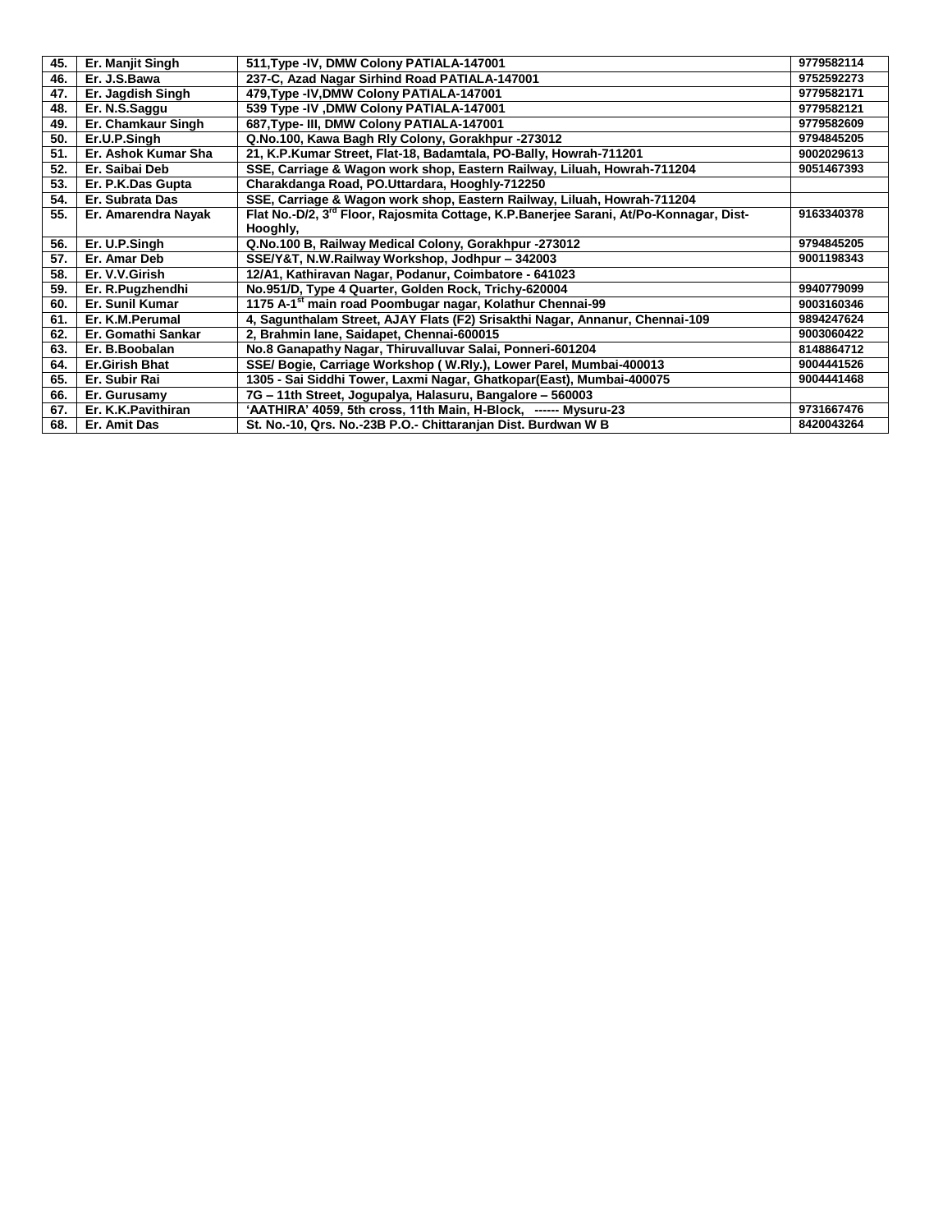| | | | |
|---|---|---|---|
| 45. | Er. Manjit Singh | 511,Type -IV, DMW Colony PATIALA-147001 | 9779582114 |
| 46. | Er. J.S.Bawa | 237-C, Azad Nagar Sirhind Road PATIALA-147001 | 9752592273 |
| 47. | Er. Jagdish Singh | 479,Type -IV,DMW Colony PATIALA-147001 | 9779582171 |
| 48. | Er. N.S.Saggu | 539 Type -IV ,DMW Colony PATIALA-147001 | 9779582121 |
| 49. | Er. Chamkaur Singh | 687,Type- III, DMW Colony PATIALA-147001 | 9779582609 |
| 50. | Er.U.P.Singh | Q.No.100, Kawa Bagh Rly Colony, Gorakhpur -273012 | 9794845205 |
| 51. | Er. Ashok Kumar Sha | 21, K.P.Kumar Street, Flat-18, Badamtala, PO-Bally, Howrah-711201 | 9002029613 |
| 52. | Er. Saibai Deb | SSE, Carriage & Wagon work shop, Eastern Railway, Liluah, Howrah-711204 | 9051467393 |
| 53. | Er. P.K.Das Gupta | Charakdanga Road, PO.Uttardara, Hooghly-712250 | |
| 54. | Er. Subrata Das | SSE, Carriage & Wagon work shop, Eastern Railway, Liluah, Howrah-711204 | |
| 55. | Er. Amarendra Nayak | Flat No.-D/2, 3rd Floor, Rajosmita Cottage, K.P.Banerjee Sarani, At/Po-Konnagar, Dist-Hooghly, | 9163340378 |
| 56. | Er. U.P.Singh | Q.No.100 B, Railway Medical Colony, Gorakhpur -273012 | 9794845205 |
| 57. | Er. Amar Deb | SSE/Y&T, N.W.Railway Workshop, Jodhpur – 342003 | 9001198343 |
| 58. | Er. V.V.Girish | 12/A1, Kathiravan Nagar, Podanur, Coimbatore - 641023 | |
| 59. | Er. R.Pugzhendhi | No.951/D, Type 4 Quarter, Golden Rock, Trichy-620004 | 9940779099 |
| 60. | Er. Sunil Kumar | 1175 A-1st main road Poombugar nagar, Kolathur Chennai-99 | 9003160346 |
| 61. | Er. K.M.Perumal | 4, Sagunthalam Street, AJAY Flats (F2) Srisakthi Nagar, Annanur, Chennai-109 | 9894247624 |
| 62. | Er. Gomathi Sankar | 2, Brahmin lane, Saidapet, Chennai-600015 | 9003060422 |
| 63. | Er. B.Boobalan | No.8 Ganapathy Nagar, Thiruvalluvar Salai, Ponneri-601204 | 8148864712 |
| 64. | Er.Girish Bhat | SSE/ Bogie, Carriage Workshop ( W.Rly.), Lower Parel, Mumbai-400013 | 9004441526 |
| 65. | Er. Subir Rai | 1305 - Sai Siddhi Tower, Laxmi Nagar, Ghatkopar(East), Mumbai-400075 | 9004441468 |
| 66. | Er. Gurusamy | 7G – 11th Street, Jogupalya, Halasuru, Bangalore – 560003 | |
| 67. | Er. K.K.Pavithiran | 'AATHIRA' 4059, 5th cross, 11th Main, H-Block, ------ Mysuru-23 | 9731667476 |
| 68. | Er. Amit Das | St. No.-10, Qrs. No.-23B P.O.- Chittaranjan Dist. Burdwan W B | 8420043264 |